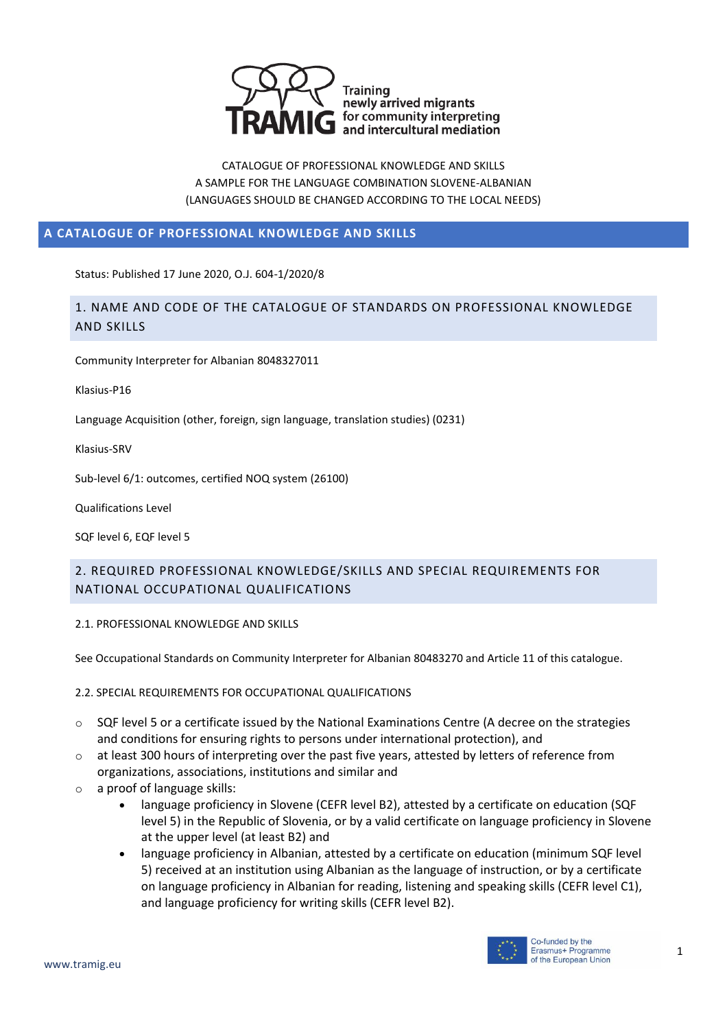Training newly arrived migrants for community interpreting and intercultural mediation

CATALOGUE OF PROFESSIONAL KNOWLEDGE AND SKILLS
A SAMPLE FOR THE LANGUAGE COMBINATION SLOVENE-ALBANIAN
(LANGUAGES SHOULD BE CHANGED ACCORDING TO THE LOCAL NEEDS)

# A CATALOGUE OF PROFESSIONAL KNOWLEDGE AND SKILLS

Status: Published 17 June 2020, O.J. 604-1/2020/8

## 1. NAME AND CODE OF THE CATALOGUE OF STANDARDS ON PROFESSIONAL KNOWLEDGE AND SKILLS

Community Interpreter for Albanian 8048327011

Klasius-P16

Language Acquisition (other, foreign, sign language, translation studies) (0231)

Klasius-SRV

Sub-level 6/1: outcomes, certified NOQ system (26100)

Qualifications Level

SQF level 6, EQF level 5

## 2. REQUIRED PROFESSIONAL KNOWLEDGE/SKILLS AND SPECIAL REQUIREMENTS FOR NATIONAL OCCUPATIONAL QUALIFICATIONS

### 2.1. PROFESSIONAL KNOWLEDGE AND SKILLS

See Occupational Standards on Community Interpreter for Albanian 80483270 and Article 11 of this catalogue.

### 2.2. SPECIAL REQUIREMENTS FOR OCCUPATIONAL QUALIFICATIONS

- SQF level 5 or a certificate issued by the National Examinations Centre (A decree on the strategies and conditions for ensuring rights to persons under international protection), and
- at least 300 hours of interpreting over the past five years, attested by letters of reference from organizations, associations, institutions and similar and
- a proof of language skills:
  - language proficiency in Slovene (CEFR level B2), attested by a certificate on education (SQF level 5) in the Republic of Slovenia, or by a valid certificate on language proficiency in Slovene at the upper level (at least B2) and
  - language proficiency in Albanian, attested by a certificate on education (minimum SQF level 5) received at an institution using Albanian as the language of instruction, or by a certificate on language proficiency in Albanian for reading, listening and speaking skills (CEFR level C1), and language proficiency for writing skills (CEFR level B2).

www.tramig.eu

Co-funded by the Erasmus+ Programme of the European Union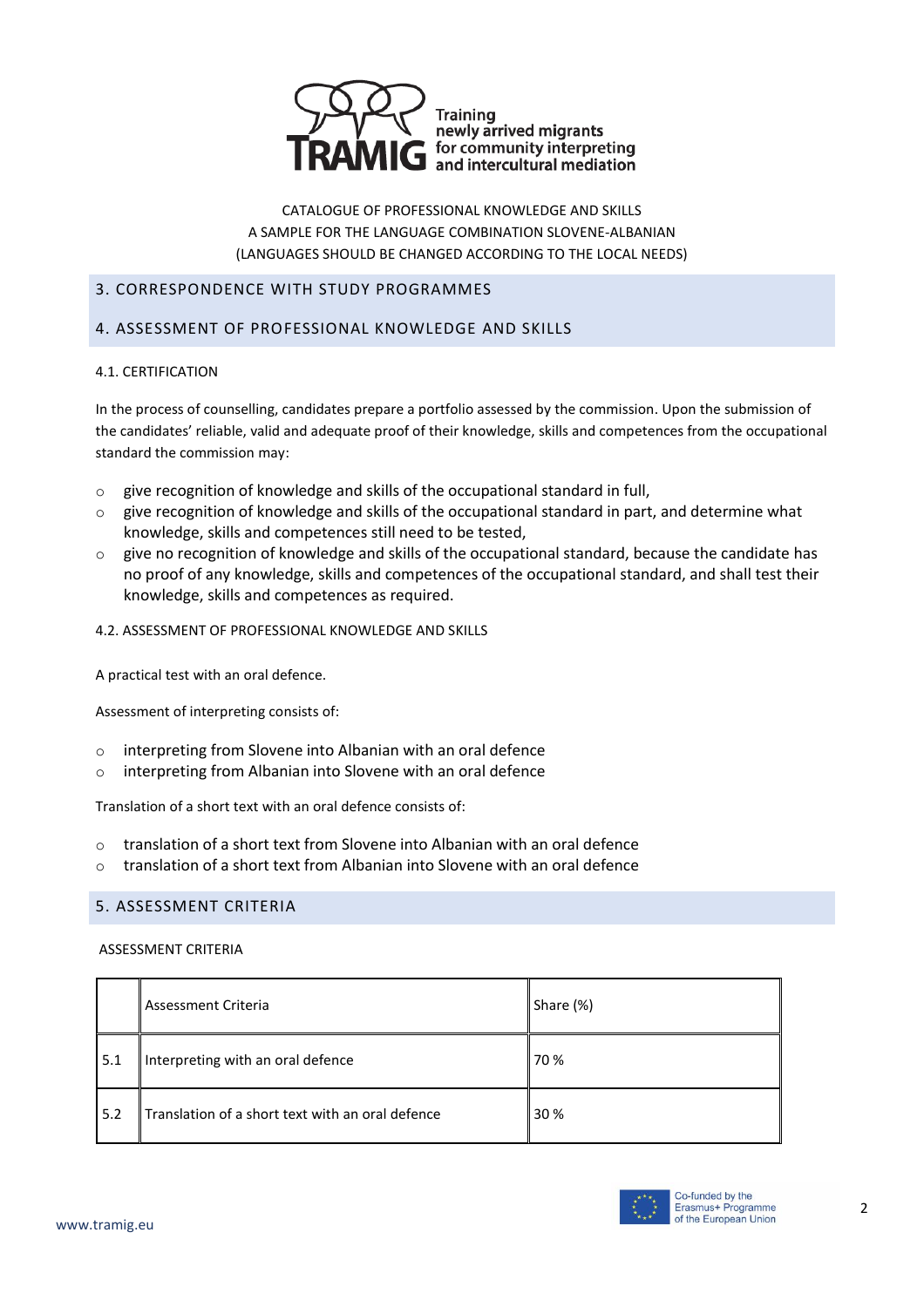CATALOGUE OF PROFESSIONAL KNOWLEDGE AND SKILLS
A SAMPLE FOR THE LANGUAGE COMBINATION SLOVENE-ALBANIAN
(LANGUAGES SHOULD BE CHANGED ACCORDING TO THE LOCAL NEEDS)

## 3. CORRESPONDENCE WITH STUDY PROGRAMMES

## 4. ASSESSMENT OF PROFESSIONAL KNOWLEDGE AND SKILLS

### 4.1. CERTIFICATION

In the process of counselling, candidates prepare a portfolio assessed by the commission. Upon the submission of the candidates' reliable, valid and adequate proof of their knowledge, skills and competences from the occupational standard the commission may:

- give recognition of knowledge and skills of the occupational standard in full,
- give recognition of knowledge and skills of the occupational standard in part, and determine what knowledge, skills and competences still need to be tested,
- give no recognition of knowledge and skills of the occupational standard, because the candidate has no proof of any knowledge, skills and competences of the occupational standard, and shall test their knowledge, skills and competences as required.

### 4.2. ASSESSMENT OF PROFESSIONAL KNOWLEDGE AND SKILLS

A practical test with an oral defence.

Assessment of interpreting consists of:

- interpreting from Slovene into Albanian with an oral defence
- interpreting from Albanian into Slovene with an oral defence

Translation of a short text with an oral defence consists of:

- translation of a short text from Slovene into Albanian with an oral defence
- translation of a short text from Albanian into Slovene with an oral defence

## 5. ASSESSMENT CRITERIA

ASSESSMENT CRITERIA

| | Assessment Criteria | Share (%) |
|---|---|---|
| 5.1 | Interpreting with an oral defence | 70 % |
| 5.2 | Translation of a short text with an oral defence | 30 % |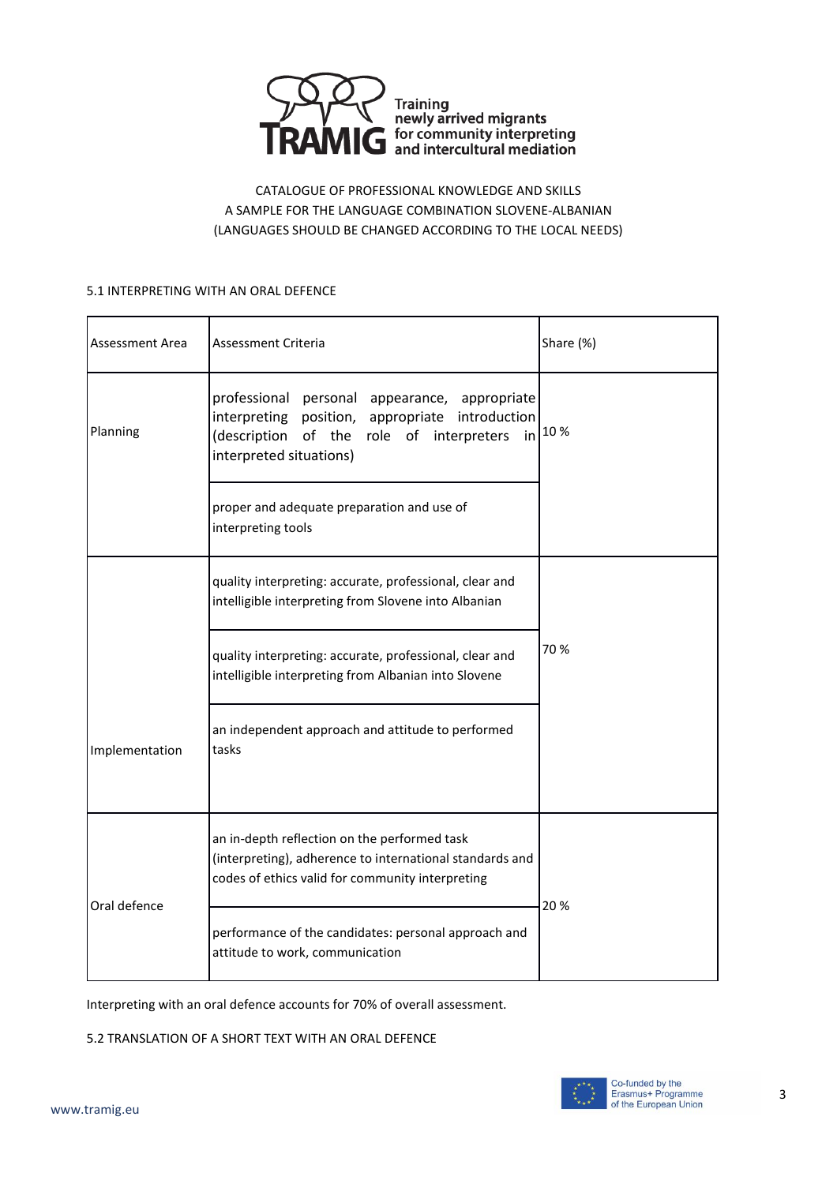CATALOGUE OF PROFESSIONAL KNOWLEDGE AND SKILLS
A SAMPLE FOR THE LANGUAGE COMBINATION SLOVENE-ALBANIAN
(LANGUAGES SHOULD BE CHANGED ACCORDING TO THE LOCAL NEEDS)

### 5.1 INTERPRETING WITH AN ORAL DEFENCE

| Assessment Area | Assessment Criteria | Share (%) |
|---|---|---|
| Planning | professional personal appearance, appropriate interpreting position, appropriate introduction (description of the role of interpreters in interpreted situations) | 10 % |
| | proper and adequate preparation and use of interpreting tools | |
| Implementation | quality interpreting: accurate, professional, clear and intelligible interpreting from Slovene into Albanian | 70 % |
| | quality interpreting: accurate, professional, clear and intelligible interpreting from Albanian into Slovene | |
| | an independent approach and attitude to performed tasks | |
| Oral defence | an in-depth reflection on the performed task (interpreting), adherence to international standards and codes of ethics valid for community interpreting | 20 % |
| | performance of the candidates: personal approach and attitude to work, communication | |

Interpreting with an oral defence accounts for 70% of overall assessment.

### 5.2 TRANSLATION OF A SHORT TEXT WITH AN ORAL DEFENCE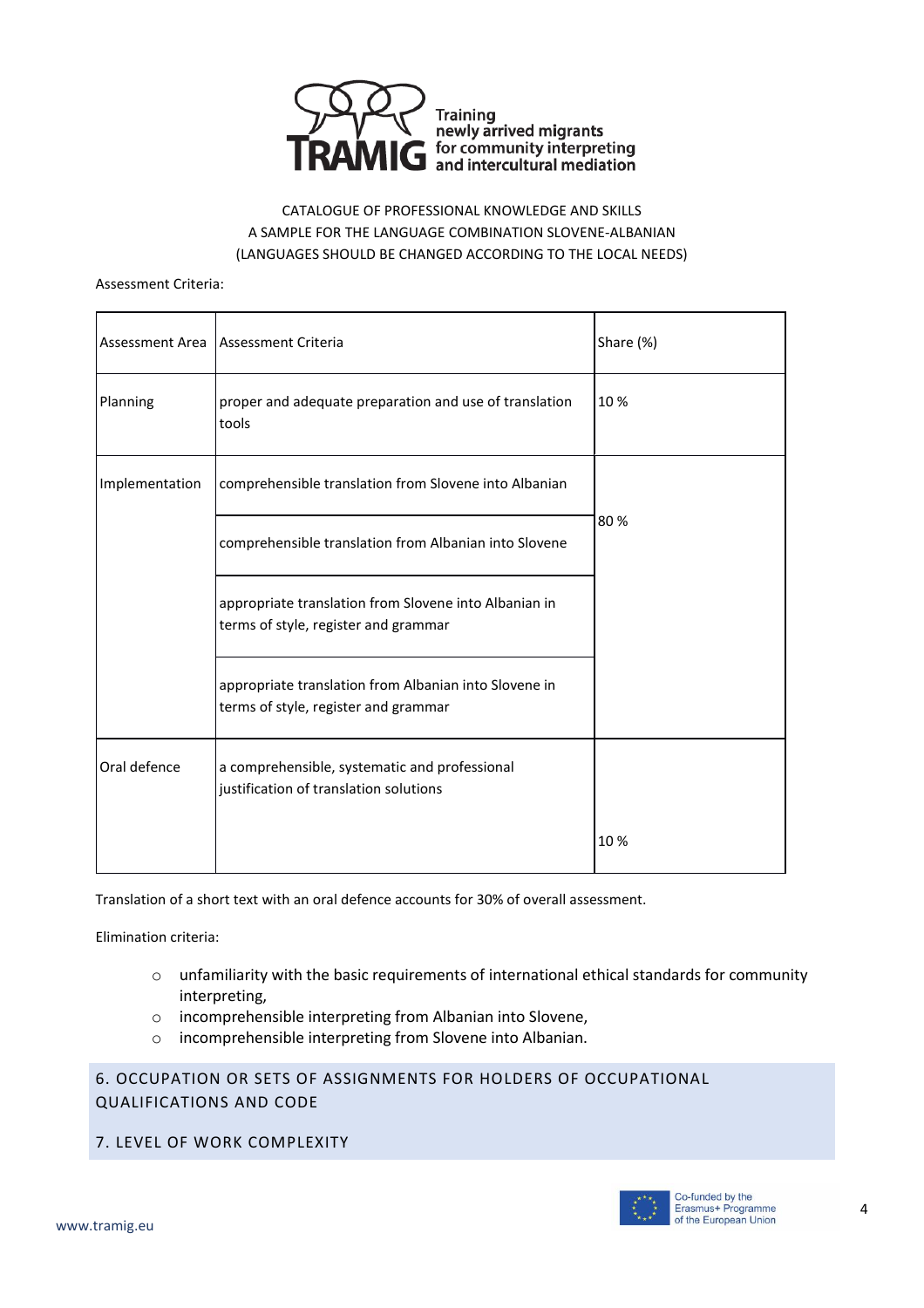CATALOGUE OF PROFESSIONAL KNOWLEDGE AND SKILLS
A SAMPLE FOR THE LANGUAGE COMBINATION SLOVENE-ALBANIAN
(LANGUAGES SHOULD BE CHANGED ACCORDING TO THE LOCAL NEEDS)

Assessment Criteria:

| Assessment Area | Assessment Criteria | Share (%) |
| --- | --- | --- |
| Planning | proper and adequate preparation and use of translation tools | 10 % |
| Implementation | comprehensible translation from Slovene into Albanian | 80 % |
| | comprehensible translation from Albanian into Slovene | |
| | appropriate translation from Slovene into Albanian in terms of style, register and grammar | |
| | appropriate translation from Albanian into Slovene in terms of style, register and grammar | |
| Oral defence | a comprehensible, systematic and professional justification of translation solutions | 10 % |

Translation of a short text with an oral defence accounts for 30% of overall assessment.

Elimination criteria:

- unfamiliarity with the basic requirements of international ethical standards for community interpreting,
- incomprehensible interpreting from Albanian into Slovene,
- incomprehensible interpreting from Slovene into Albanian.

## 6. OCCUPATION OR SETS OF ASSIGNMENTS FOR HOLDERS OF OCCUPATIONAL QUALIFICATIONS AND CODE

## 7. LEVEL OF WORK COMPLEXITY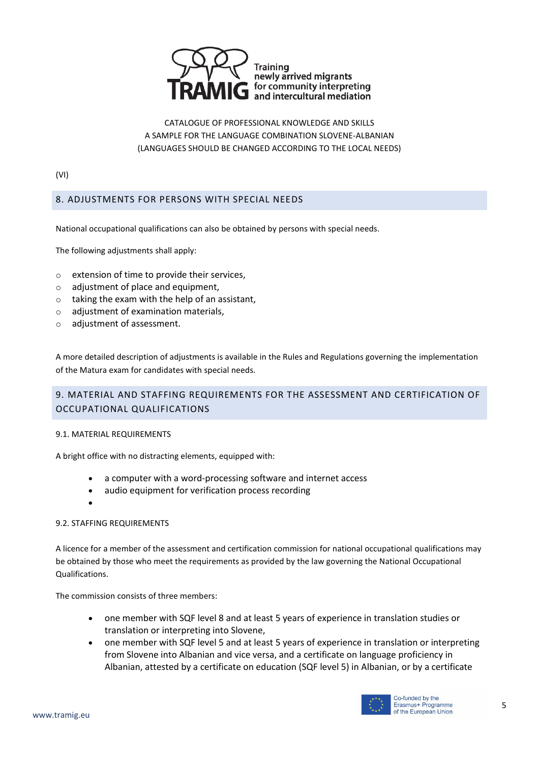CATALOGUE OF PROFESSIONAL KNOWLEDGE AND SKILLS
A SAMPLE FOR THE LANGUAGE COMBINATION SLOVENE-ALBANIAN
(LANGUAGES SHOULD BE CHANGED ACCORDING TO THE LOCAL NEEDS)

(VI)

## 8. ADJUSTMENTS FOR PERSONS WITH SPECIAL NEEDS

National occupational qualifications can also be obtained by persons with special needs.

The following adjustments shall apply:

- extension of time to provide their services,
- adjustment of place and equipment,
- taking the exam with the help of an assistant,
- adjustment of examination materials,
- adjustment of assessment.

A more detailed description of adjustments is available in the Rules and Regulations governing the implementation of the Matura exam for candidates with special needs.

## 9. MATERIAL AND STAFFING REQUIREMENTS FOR THE ASSESSMENT AND CERTIFICATION OF OCCUPATIONAL QUALIFICATIONS

### 9.1. MATERIAL REQUIREMENTS

A bright office with no distracting elements, equipped with:

- a computer with a word-processing software and internet access
- audio equipment for verification process recording

### 9.2. STAFFING REQUIREMENTS

A licence for a member of the assessment and certification commission for national occupational qualifications may be obtained by those who meet the requirements as provided by the law governing the National Occupational Qualifications.

The commission consists of three members:

- one member with SQF level 8 and at least 5 years of experience in translation studies or translation or interpreting into Slovene,
- one member with SQF level 5 and at least 5 years of experience in translation or interpreting from Slovene into Albanian and vice versa, and a certificate on language proficiency in Albanian, attested by a certificate on education (SQF level 5) in Albanian, or by a certificate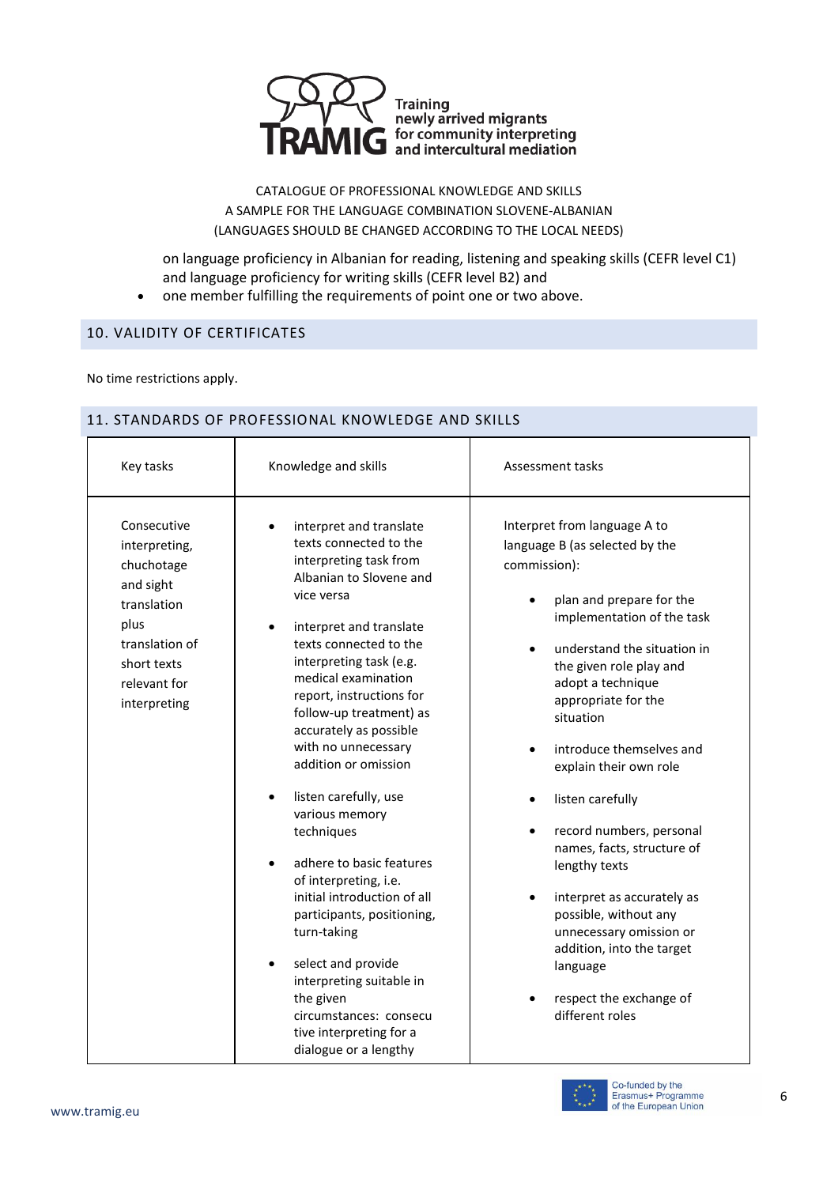on language proficiency in Albanian for reading, listening and speaking skills (CEFR level C1) and language proficiency for writing skills (CEFR level B2) and

- one member fulfilling the requirements of point one or two above.

## 10. VALIDITY OF CERTIFICATES

No time restrictions apply.

## 11. STANDARDS OF PROFESSIONAL KNOWLEDGE AND SKILLS

| Key tasks | Knowledge and skills | Assessment tasks |
| --- | --- | --- |
| Consecutive interpreting, chuchotage and sight translation plus translation of short texts relevant for interpreting | • interpret and translate texts connected to the interpreting task from Albanian to Slovene and vice versa<br><br>• interpret and translate texts connected to the interpreting task (e.g. medical examination report, instructions for follow-up treatment) as accurately as possible with no unnecessary addition or omission<br><br>• listen carefully, use various memory techniques<br><br>• adhere to basic features of interpreting, i.e. initial introduction of all participants, positioning, turn-taking<br><br>• select and provide interpreting suitable in the given circumstances: consecutive interpreting for a dialogue or a lengthy | Interpret from language A to language B (as selected by the commission):<br><br>• plan and prepare for the implementation of the task<br><br>• understand the situation in the given role play and adopt a technique appropriate for the situation<br><br>• introduce themselves and explain their own role<br><br>• listen carefully<br><br>• record numbers, personal names, facts, structure of lengthy texts<br><br>• interpret as accurately as possible, without any unnecessary omission or addition, into the target language<br><br>• respect the exchange of different roles |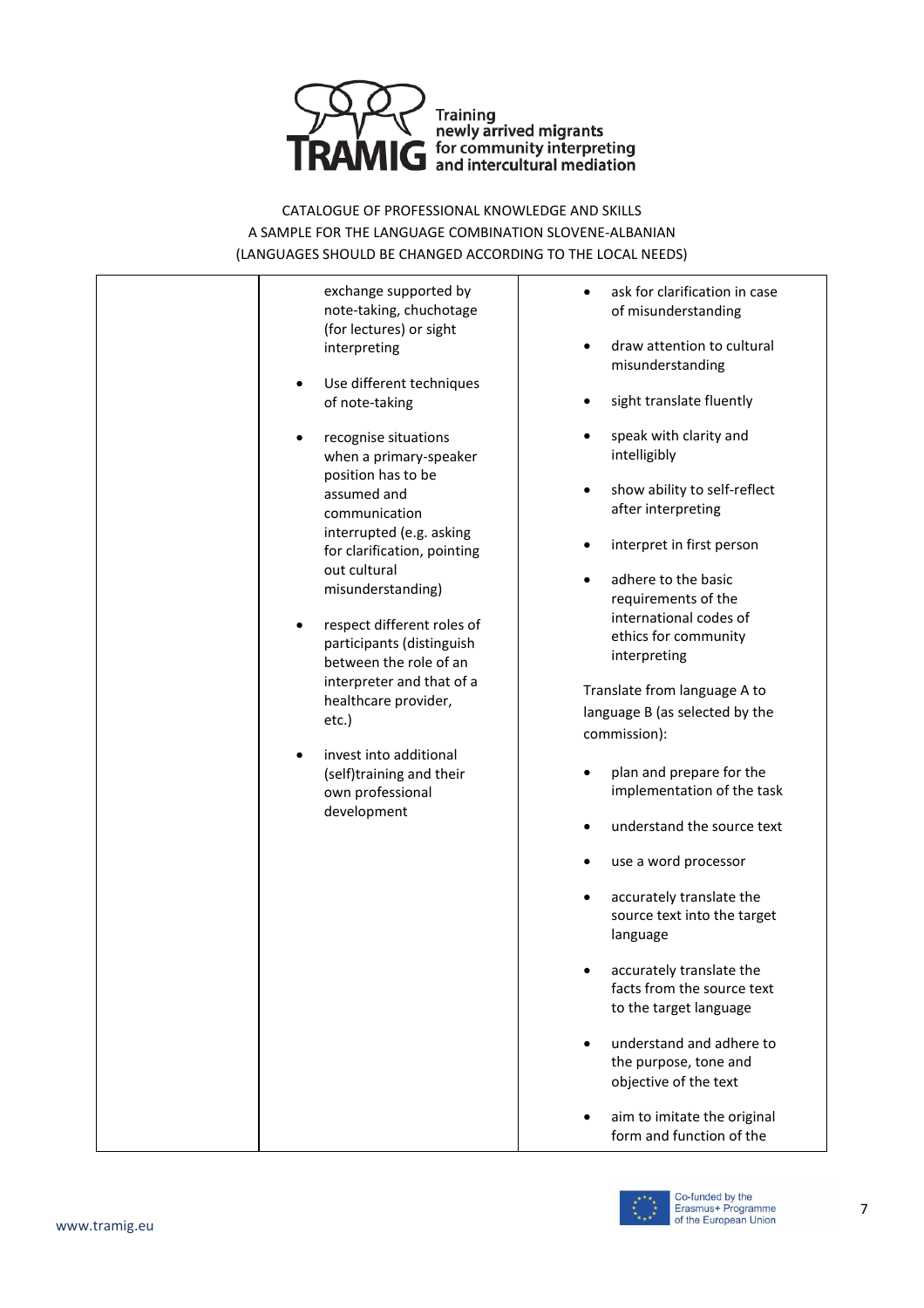CATALOGUE OF PROFESSIONAL KNOWLEDGE AND SKILLS
A SAMPLE FOR THE LANGUAGE COMBINATION SLOVENE-ALBANIAN
(LANGUAGES SHOULD BE CHANGED ACCORDING TO THE LOCAL NEEDS)

| | | |
|---|---|---|
| | exchange supported by note-taking, chuchotage (for lectures) or sight interpreting<br><br>• Use different techniques of note-taking<br><br>• recognise situations when a primary-speaker position has to be assumed and communication interrupted (e.g. asking for clarification, pointing out cultural misunderstanding)<br><br>• respect different roles of participants (distinguish between the role of an interpreter and that of a healthcare provider, etc.)<br><br>• invest into additional (self)training and their own professional development | • ask for clarification in case of misunderstanding<br><br>• draw attention to cultural misunderstanding<br><br>• sight translate fluently<br><br>• speak with clarity and intelligibly<br><br>• show ability to self-reflect after interpreting<br><br>• interpret in first person<br><br>• adhere to the basic requirements of the international codes of ethics for community interpreting<br><br>Translate from language A to language B (as selected by the commission):<br><br>• plan and prepare for the implementation of the task<br><br>• understand the source text<br><br>• use a word processor<br><br>• accurately translate the source text into the target language<br><br>• accurately translate the facts from the source text to the target language<br><br>• understand and adhere to the purpose, tone and objective of the text<br><br>• aim to imitate the original form and function of the |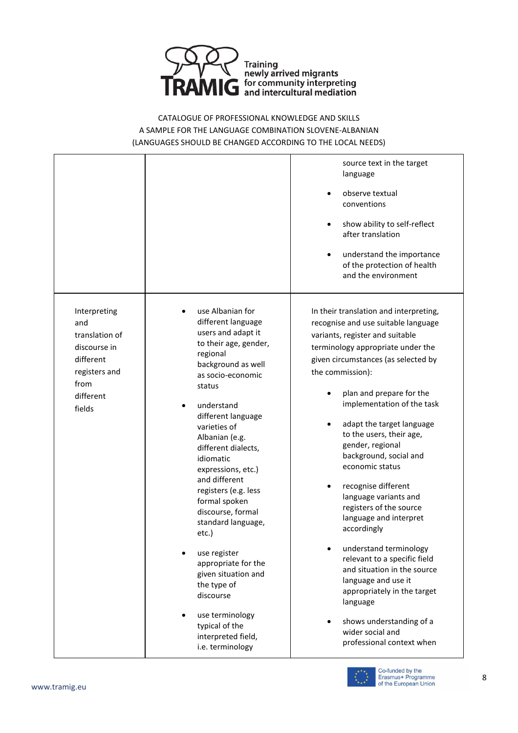CATALOGUE OF PROFESSIONAL KNOWLEDGE AND SKILLS
A SAMPLE FOR THE LANGUAGE COMBINATION SLOVENE-ALBANIAN
(LANGUAGES SHOULD BE CHANGED ACCORDING TO THE LOCAL NEEDS)

| | | |
|---|---|---|
| | | source text in the target language<br>• observe textual conventions<br>• show ability to self-reflect after translation<br>• understand the importance of the protection of health and the environment |
| Interpreting and translation of discourse in different registers and from different fields | • use Albanian for different language users and adapt it to their age, gender, regional background as well as socio-economic status<br>• understand different language varieties of Albanian (e.g. different dialects, idiomatic expressions, etc.) and different registers (e.g. less formal spoken discourse, formal standard language, etc.)<br>• use register appropriate for the given situation and the type of discourse<br>• use terminology typical of the interpreted field, i.e. terminology | In their translation and interpreting, recognise and use suitable language variants, register and suitable terminology appropriate under the given circumstances (as selected by the commission):<br>• plan and prepare for the implementation of the task<br>• adapt the target language to the users, their age, gender, regional background, social and economic status<br>• recognise different language variants and registers of the source language and interpret accordingly<br>• understand terminology relevant to a specific field and situation in the source language and use it appropriately in the target language<br>• shows understanding of a wider social and professional context when |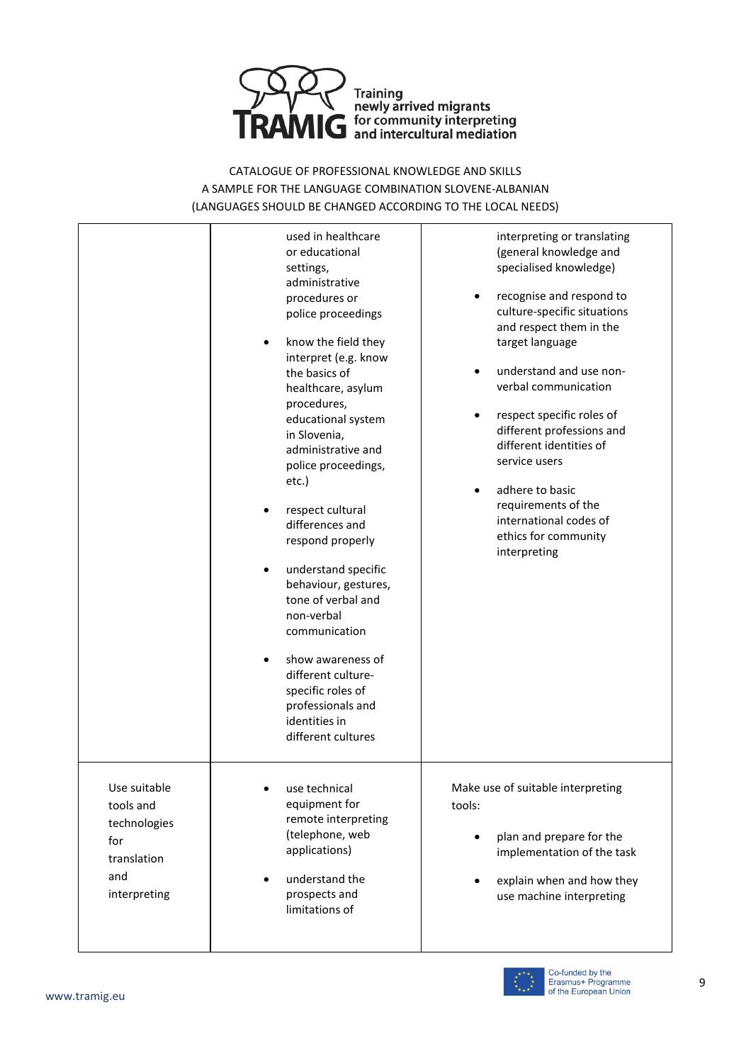CATALOGUE OF PROFESSIONAL KNOWLEDGE AND SKILLS
A SAMPLE FOR THE LANGUAGE COMBINATION SLOVENE-ALBANIAN
(LANGUAGES SHOULD BE CHANGED ACCORDING TO THE LOCAL NEEDS)

| | | |
|---|---|---|
| | used in healthcare or educational settings, administrative procedures or police proceedings<br><br>• know the field they interpret (e.g. know the basics of healthcare, asylum procedures, educational system in Slovenia, administrative and police proceedings, etc.)<br><br>• respect cultural differences and respond properly<br><br>• understand specific behaviour, gestures, tone of verbal and non-verbal communication<br><br>• show awareness of different culture-specific roles of professionals and identities in different cultures | interpreting or translating (general knowledge and specialised knowledge)<br><br>• recognise and respond to culture-specific situations and respect them in the target language<br><br>• understand and use non-verbal communication<br><br>• respect specific roles of different professions and different identities of service users<br><br>• adhere to basic requirements of the international codes of ethics for community interpreting |
| Use suitable tools and technologies for translation and interpreting | • use technical equipment for remote interpreting (telephone, web applications)<br><br>• understand the prospects and limitations of | Make use of suitable interpreting tools:<br><br>• plan and prepare for the implementation of the task<br><br>• explain when and how they use machine interpreting |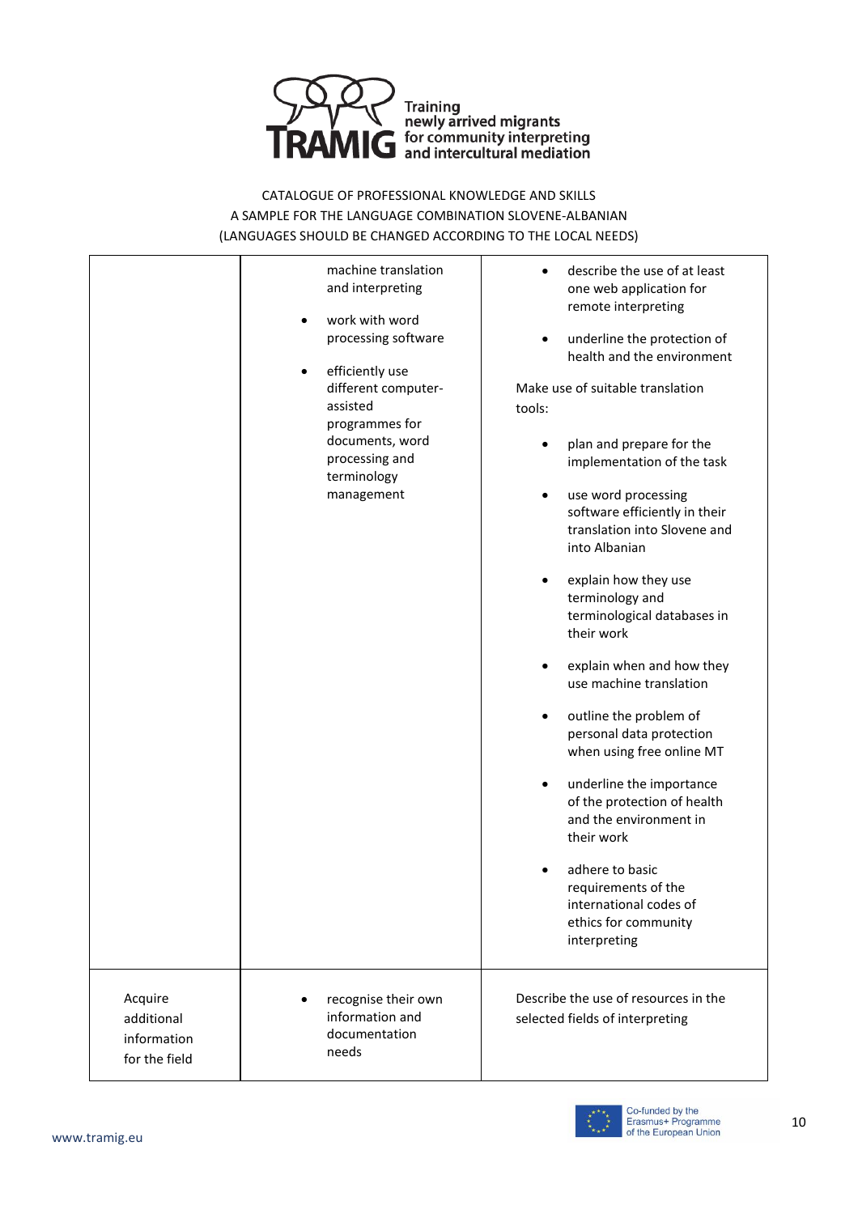CATALOGUE OF PROFESSIONAL KNOWLEDGE AND SKILLS
A SAMPLE FOR THE LANGUAGE COMBINATION SLOVENE-ALBANIAN
(LANGUAGES SHOULD BE CHANGED ACCORDING TO THE LOCAL NEEDS)

| | | |
|---|---|---|
| | machine translation and interpreting<br>• work with word processing software<br>• efficiently use different computer-assisted programmes for documents, word processing and terminology management | • describe the use of at least one web application for remote interpreting<br>• underline the protection of health and the environment<br><br>Make use of suitable translation tools:<br>• plan and prepare for the implementation of the task<br>• use word processing software efficiently in their translation into Slovene and into Albanian<br>• explain how they use terminology and terminological databases in their work<br>• explain when and how they use machine translation<br>• outline the problem of personal data protection when using free online MT<br>• underline the importance of the protection of health and the environment in their work<br>• adhere to basic requirements of the international codes of ethics for community interpreting |
| Acquire additional information for the field | • recognise their own information and documentation needs | Describe the use of resources in the selected fields of interpreting |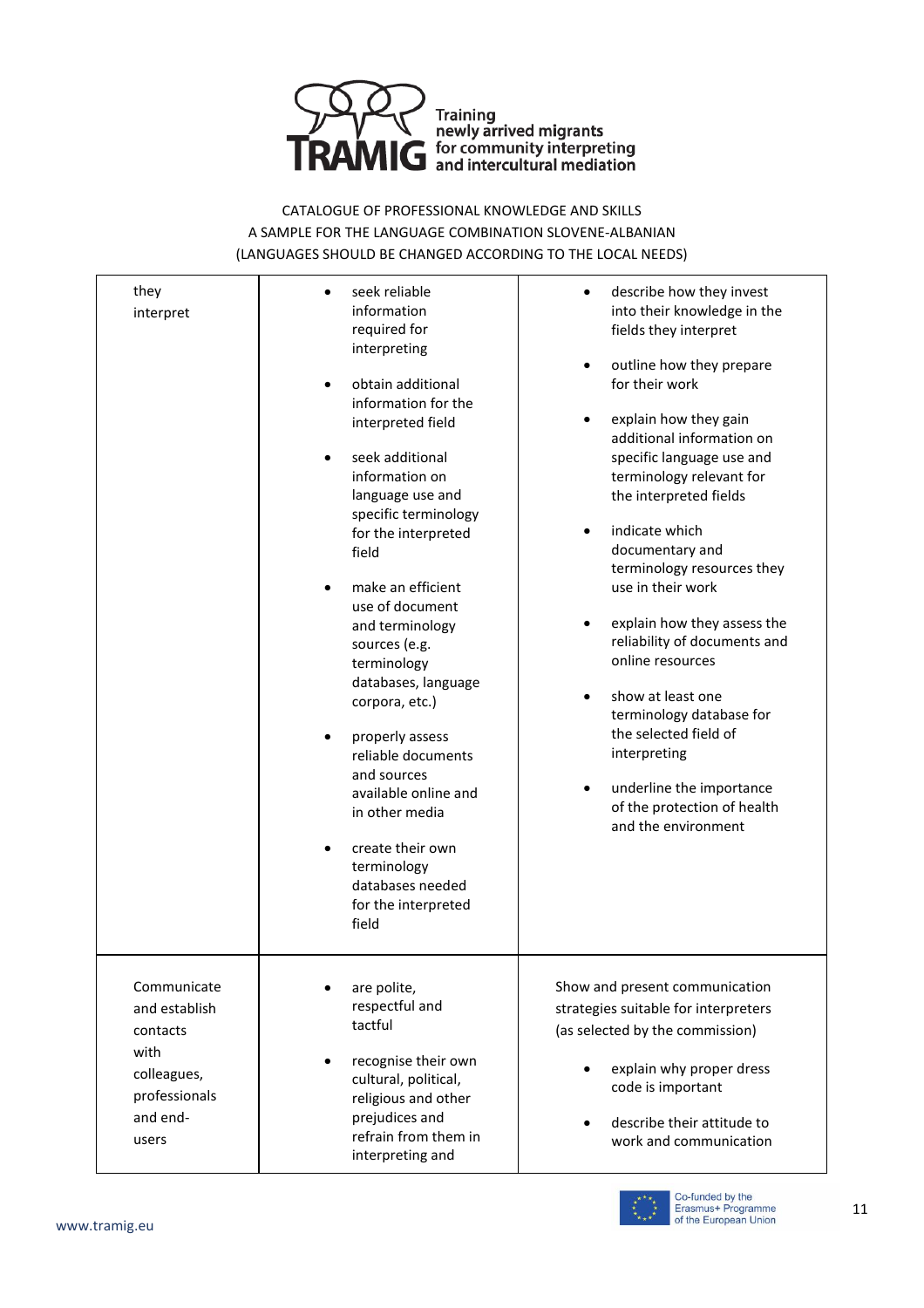CATALOGUE OF PROFESSIONAL KNOWLEDGE AND SKILLS
A SAMPLE FOR THE LANGUAGE COMBINATION SLOVENE-ALBANIAN
(LANGUAGES SHOULD BE CHANGED ACCORDING TO THE LOCAL NEEDS)

| | | |
|---|---|---|
| they interpret | • seek reliable information required for interpreting<br>• obtain additional information for the interpreted field<br>• seek additional information on language use and specific terminology for the interpreted field<br>• make an efficient use of document and terminology sources (e.g. terminology databases, language corpora, etc.)<br>• properly assess reliable documents and sources available online and in other media<br>• create their own terminology databases needed for the interpreted field | • describe how they invest into their knowledge in the fields they interpret<br>• outline how they prepare for their work<br>• explain how they gain additional information on specific language use and terminology relevant for the interpreted fields<br>• indicate which documentary and terminology resources they use in their work<br>• explain how they assess the reliability of documents and online resources<br>• show at least one terminology database for the selected field of interpreting<br>• underline the importance of the protection of health and the environment |
| Communicate and establish contacts with colleagues, professionals and end-users | • are polite, respectful and tactful<br>• recognise their own cultural, political, religious and other prejudices and refrain from them in interpreting and | Show and present communication strategies suitable for interpreters (as selected by the commission)<br>• explain why proper dress code is important<br>• describe their attitude to work and communication |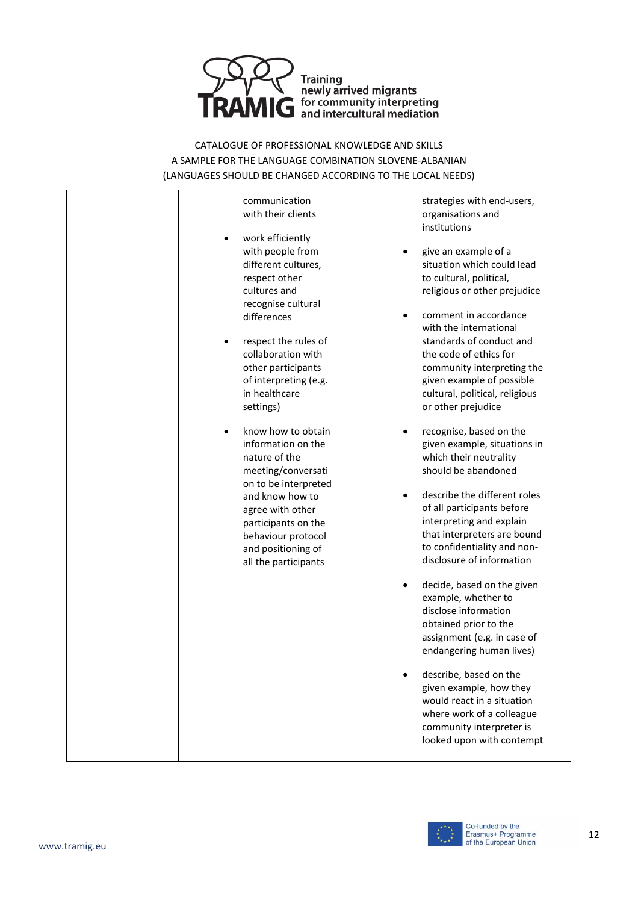CATALOGUE OF PROFESSIONAL KNOWLEDGE AND SKILLS
A SAMPLE FOR THE LANGUAGE COMBINATION SLOVENE-ALBANIAN
(LANGUAGES SHOULD BE CHANGED ACCORDING TO THE LOCAL NEEDS)

| | | |
|---|---|---|
| | communication with their clients<br><br>• work efficiently with people from different cultures, respect other cultures and recognise cultural differences<br><br>• respect the rules of collaboration with other participants of interpreting (e.g. in healthcare settings)<br><br>• know how to obtain information on the nature of the meeting/conversation to be interpreted and know how to agree with other participants on the behaviour protocol and positioning of all the participants | strategies with end-users, organisations and institutions<br><br>• give an example of a situation which could lead to cultural, political, religious or other prejudice<br><br>• comment in accordance with the international standards of conduct and the code of ethics for community interpreting the given example of possible cultural, political, religious or other prejudice<br><br>• recognise, based on the given example, situations in which their neutrality should be abandoned<br><br>• describe the different roles of all participants before interpreting and explain that interpreters are bound to confidentiality and non-disclosure of information<br><br>• decide, based on the given example, whether to disclose information obtained prior to the assignment (e.g. in case of endangering human lives)<br><br>• describe, based on the given example, how they would react in a situation where work of a colleague community interpreter is looked upon with contempt |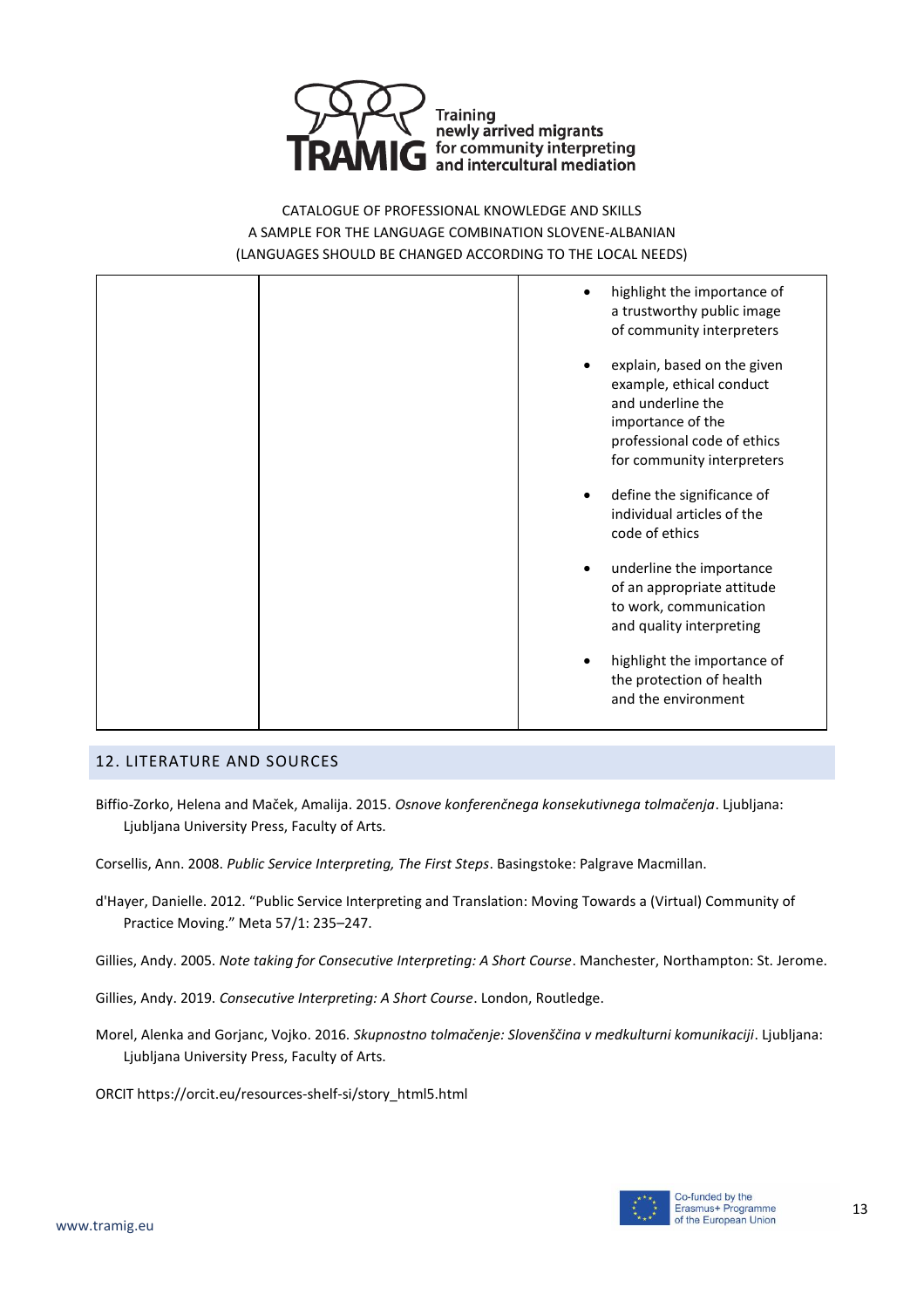| | | <ul><li>highlight the importance of a trustworthy public image of community interpreters</li><li>explain, based on the given example, ethical conduct and underline the importance of the professional code of ethics for community interpreters</li><li>define the significance of individual articles of the code of ethics</li><li>underline the importance of an appropriate attitude to work, communication and quality interpreting</li><li>highlight the importance of the protection of health and the environment</li></ul> |
|---|---|---|

## 12. LITERATURE AND SOURCES

Biffio-Zorko, Helena and Maček, Amalija. 2015. *Osnove konferenčnega konsekutivnega tolmačenja*. Ljubljana: Ljubljana University Press, Faculty of Arts.

Corsellis, Ann. 2008. *Public Service Interpreting, The First Steps*. Basingstoke: Palgrave Macmillan.

d'Hayer, Danielle. 2012. "Public Service Interpreting and Translation: Moving Towards a (Virtual) Community of Practice Moving." Meta 57/1: 235–247.

Gillies, Andy. 2005. *Note taking for Consecutive Interpreting: A Short Course*. Manchester, Northampton: St. Jerome.

Gillies, Andy. 2019. *Consecutive Interpreting: A Short Course*. London, Routledge.

Morel, Alenka and Gorjanc, Vojko. 2016. *Skupnostno tolmačenje: Slovenščina v medkulturni komunikaciji*. Ljubljana: Ljubljana University Press, Faculty of Arts.

ORCIT https://orcit.eu/resources-shelf-si/story_html5.html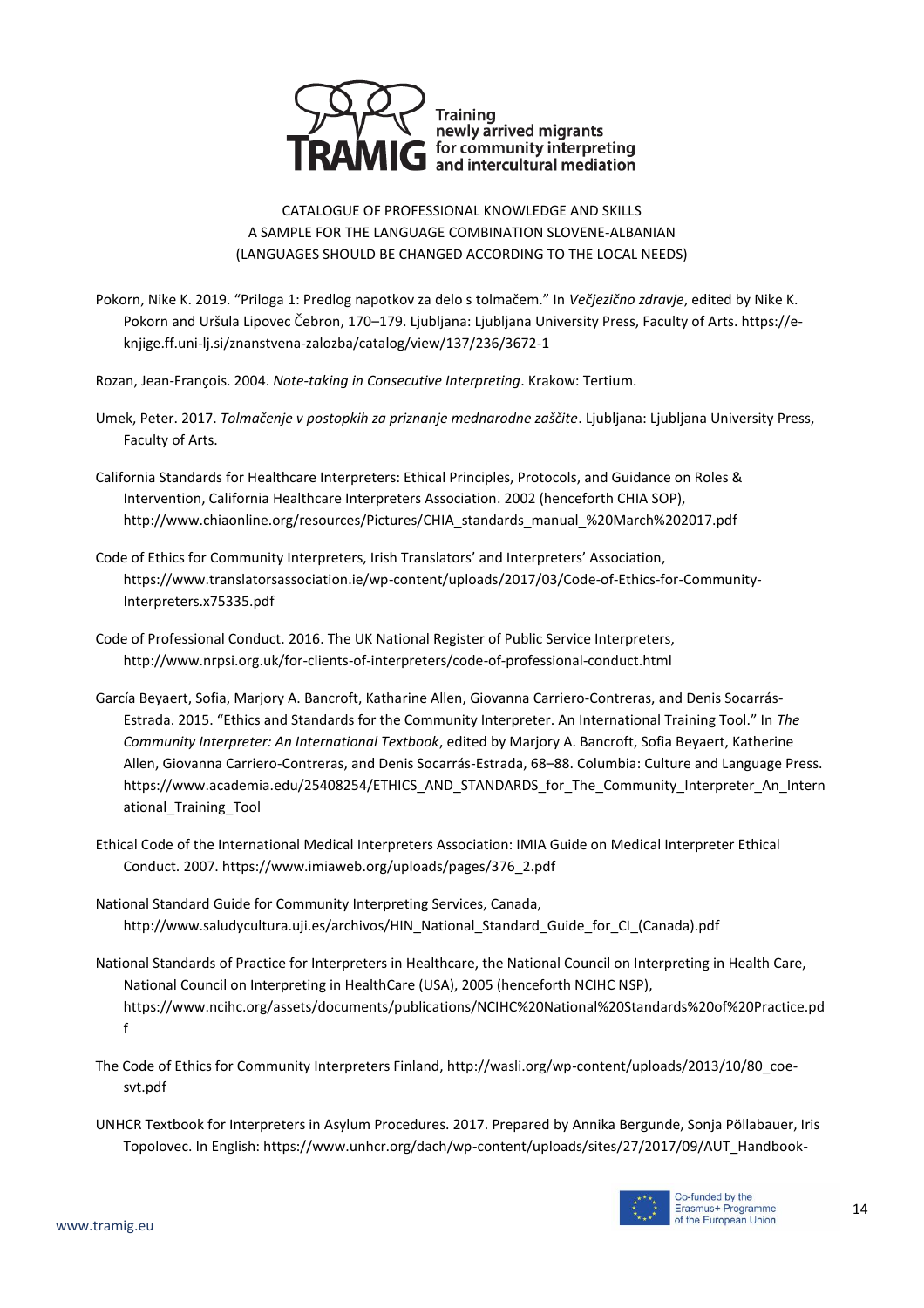Pokorn, Nike K. 2019. "Priloga 1: Predlog napotkov za delo s tolmačem." In *Večjezično zdravje*, edited by Nike K. Pokorn and Uršula Lipovec Čebron, 170–179. Ljubljana: Ljubljana University Press, Faculty of Arts. https://e-knjige.ff.uni-lj.si/znanstvena-zalozba/catalog/view/137/236/3672-1

Rozan, Jean-François. 2004. *Note-taking in Consecutive Interpreting*. Krakow: Tertium.

Umek, Peter. 2017. *Tolmačenje v postopkih za priznanje mednarodne zaščite*. Ljubljana: Ljubljana University Press, Faculty of Arts.

California Standards for Healthcare Interpreters: Ethical Principles, Protocols, and Guidance on Roles & Intervention, California Healthcare Interpreters Association. 2002 (henceforth CHIA SOP), http://www.chiaonline.org/resources/Pictures/CHIA_standards_manual_%20March%202017.pdf

Code of Ethics for Community Interpreters, Irish Translators' and Interpreters' Association, https://www.translatorsassociation.ie/wp-content/uploads/2017/03/Code-of-Ethics-for-Community-Interpreters.x75335.pdf

Code of Professional Conduct. 2016. The UK National Register of Public Service Interpreters, http://www.nrpsi.org.uk/for-clients-of-interpreters/code-of-professional-conduct.html

García Beyaert, Sofia, Marjory A. Bancroft, Katharine Allen, Giovanna Carriero-Contreras, and Denis Socarrás-Estrada. 2015. "Ethics and Standards for the Community Interpreter. An International Training Tool." In *The Community Interpreter: An International Textbook*, edited by Marjory A. Bancroft, Sofia Beyaert, Katherine Allen, Giovanna Carriero-Contreras, and Denis Socarrás-Estrada, 68–88. Columbia: Culture and Language Press. https://www.academia.edu/25408254/ETHICS_AND_STANDARDS_for_The_Community_Interpreter_An_International_Training_Tool

Ethical Code of the International Medical Interpreters Association: IMIA Guide on Medical Interpreter Ethical Conduct. 2007. https://www.imiaweb.org/uploads/pages/376_2.pdf

National Standard Guide for Community Interpreting Services, Canada, http://www.saludycultura.uji.es/archivos/HIN_National_Standard_Guide_for_CI_(Canada).pdf

National Standards of Practice for Interpreters in Healthcare, the National Council on Interpreting in Health Care, National Council on Interpreting in HealthCare (USA), 2005 (henceforth NCIHC NSP), https://www.ncihc.org/assets/documents/publications/NCIHC%20National%20Standards%20of%20Practice.pdf

The Code of Ethics for Community Interpreters Finland, http://wasli.org/wp-content/uploads/2013/10/80_coe-svt.pdf

UNHCR Textbook for Interpreters in Asylum Procedures. 2017. Prepared by Annika Bergunde, Sonja Pöllabauer, Iris Topolovec. In English: https://www.unhcr.org/dach/wp-content/uploads/sites/27/2017/09/AUT_Handbook-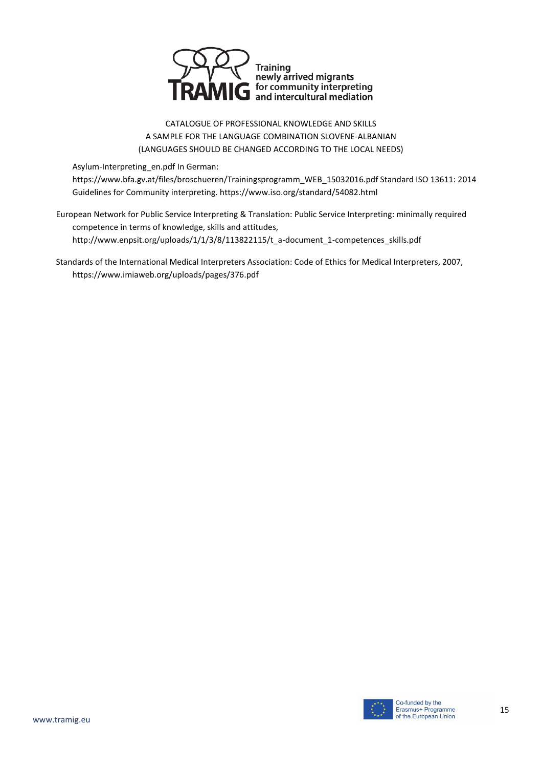Asylum-Interpreting_en.pdf In German: https://www.bfa.gv.at/files/broschueren/Trainingsprogramm_WEB_15032016.pdf Standard ISO 13611: 2014 Guidelines for Community interpreting. https://www.iso.org/standard/54082.html

European Network for Public Service Interpreting & Translation: Public Service Interpreting: minimally required competence in terms of knowledge, skills and attitudes, http://www.enpsit.org/uploads/1/1/3/8/113822115/t_a-document_1-competences_skills.pdf

Standards of the International Medical Interpreters Association: Code of Ethics for Medical Interpreters, 2007, https://www.imiaweb.org/uploads/pages/376.pdf